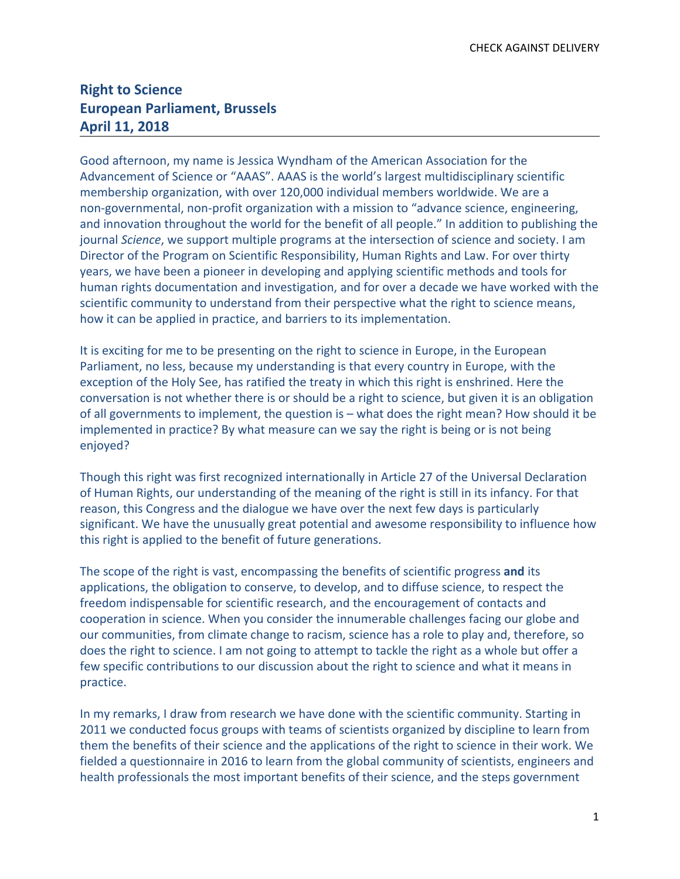CHECK AGAINST DELIVERY

# Right to Science
# European Parliament, Brussels
# April 11, 2018

Good afternoon, my name is Jessica Wyndham of the American Association for the Advancement of Science or "AAAS". AAAS is the world's largest multidisciplinary scientific membership organization, with over 120,000 individual members worldwide. We are a non-governmental, non-profit organization with a mission to "advance science, engineering, and innovation throughout the world for the benefit of all people." In addition to publishing the journal *Science*, we support multiple programs at the intersection of science and society. I am Director of the Program on Scientific Responsibility, Human Rights and Law. For over thirty years, we have been a pioneer in developing and applying scientific methods and tools for human rights documentation and investigation, and for over a decade we have worked with the scientific community to understand from their perspective what the right to science means, how it can be applied in practice, and barriers to its implementation.

It is exciting for me to be presenting on the right to science in Europe, in the European Parliament, no less, because my understanding is that every country in Europe, with the exception of the Holy See, has ratified the treaty in which this right is enshrined. Here the conversation is not whether there is or should be a right to science, but given it is an obligation of all governments to implement, the question is – what does the right mean? How should it be implemented in practice? By what measure can we say the right is being or is not being enjoyed?

Though this right was first recognized internationally in Article 27 of the Universal Declaration of Human Rights, our understanding of the meaning of the right is still in its infancy. For that reason, this Congress and the dialogue we have over the next few days is particularly significant. We have the unusually great potential and awesome responsibility to influence how this right is applied to the benefit of future generations.

The scope of the right is vast, encompassing the benefits of scientific progress **and** its applications, the obligation to conserve, to develop, and to diffuse science, to respect the freedom indispensable for scientific research, and the encouragement of contacts and cooperation in science. When you consider the innumerable challenges facing our globe and our communities, from climate change to racism, science has a role to play and, therefore, so does the right to science. I am not going to attempt to tackle the right as a whole but offer a few specific contributions to our discussion about the right to science and what it means in practice.

In my remarks, I draw from research we have done with the scientific community. Starting in 2011 we conducted focus groups with teams of scientists organized by discipline to learn from them the benefits of their science and the applications of the right to science in their work. We fielded a questionnaire in 2016 to learn from the global community of scientists, engineers and health professionals the most important benefits of their science, and the steps government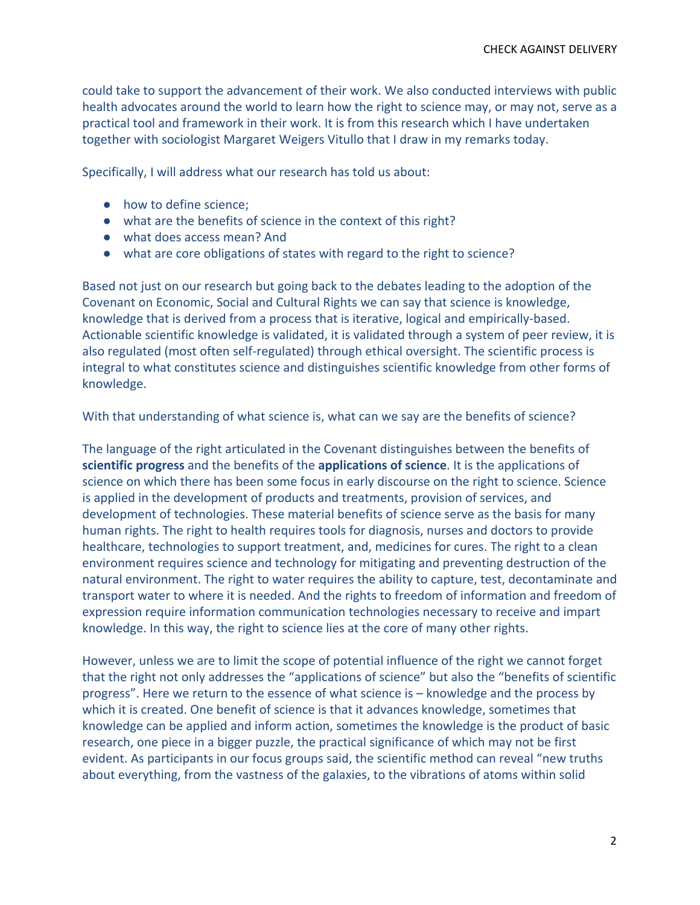could take to support the advancement of their work. We also conducted interviews with public health advocates around the world to learn how the right to science may, or may not, serve as a practical tool and framework in their work. It is from this research which I have undertaken together with sociologist Margaret Weigers Vitullo that I draw in my remarks today.

Specifically, I will address what our research has told us about:

- how to define science;
- what are the benefits of science in the context of this right?
- what does access mean? And
- what are core obligations of states with regard to the right to science?

Based not just on our research but going back to the debates leading to the adoption of the Covenant on Economic, Social and Cultural Rights we can say that science is knowledge, knowledge that is derived from a process that is iterative, logical and empirically-based. Actionable scientific knowledge is validated, it is validated through a system of peer review, it is also regulated (most often self-regulated) through ethical oversight. The scientific process is integral to what constitutes science and distinguishes scientific knowledge from other forms of knowledge.

With that understanding of what science is, what can we say are the benefits of science?

The language of the right articulated in the Covenant distinguishes between the benefits of **scientific progress** and the benefits of the **applications of science**. It is the applications of science on which there has been some focus in early discourse on the right to science. Science is applied in the development of products and treatments, provision of services, and development of technologies. These material benefits of science serve as the basis for many human rights. The right to health requires tools for diagnosis, nurses and doctors to provide healthcare, technologies to support treatment, and, medicines for cures. The right to a clean environment requires science and technology for mitigating and preventing destruction of the natural environment. The right to water requires the ability to capture, test, decontaminate and transport water to where it is needed. And the rights to freedom of information and freedom of expression require information communication technologies necessary to receive and impart knowledge. In this way, the right to science lies at the core of many other rights.

However, unless we are to limit the scope of potential influence of the right we cannot forget that the right not only addresses the "applications of science" but also the "benefits of scientific progress". Here we return to the essence of what science is – knowledge and the process by which it is created. One benefit of science is that it advances knowledge, sometimes that knowledge can be applied and inform action, sometimes the knowledge is the product of basic research, one piece in a bigger puzzle, the practical significance of which may not be first evident. As participants in our focus groups said, the scientific method can reveal "new truths about everything, from the vastness of the galaxies, to the vibrations of atoms within solid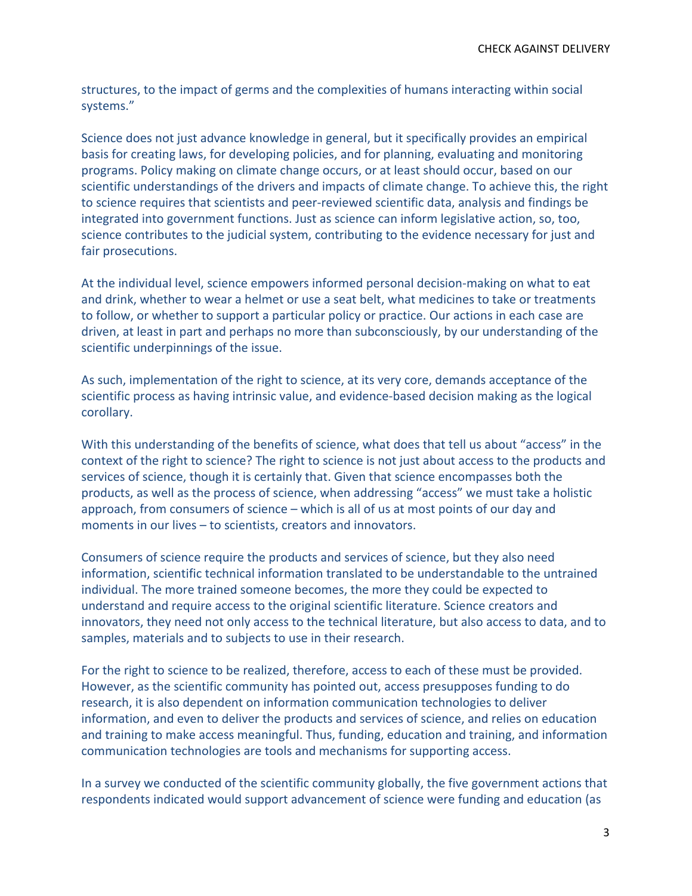structures, to the impact of germs and the complexities of humans interacting within social systems."

Science does not just advance knowledge in general, but it specifically provides an empirical basis for creating laws, for developing policies, and for planning, evaluating and monitoring programs. Policy making on climate change occurs, or at least should occur, based on our scientific understandings of the drivers and impacts of climate change. To achieve this, the right to science requires that scientists and peer-reviewed scientific data, analysis and findings be integrated into government functions. Just as science can inform legislative action, so, too, science contributes to the judicial system, contributing to the evidence necessary for just and fair prosecutions.

At the individual level, science empowers informed personal decision-making on what to eat and drink, whether to wear a helmet or use a seat belt, what medicines to take or treatments to follow, or whether to support a particular policy or practice. Our actions in each case are driven, at least in part and perhaps no more than subconsciously, by our understanding of the scientific underpinnings of the issue.

As such, implementation of the right to science, at its very core, demands acceptance of the scientific process as having intrinsic value, and evidence-based decision making as the logical corollary.

With this understanding of the benefits of science, what does that tell us about "access" in the context of the right to science? The right to science is not just about access to the products and services of science, though it is certainly that. Given that science encompasses both the products, as well as the process of science, when addressing "access" we must take a holistic approach, from consumers of science – which is all of us at most points of our day and moments in our lives – to scientists, creators and innovators.

Consumers of science require the products and services of science, but they also need information, scientific technical information translated to be understandable to the untrained individual. The more trained someone becomes, the more they could be expected to understand and require access to the original scientific literature. Science creators and innovators, they need not only access to the technical literature, but also access to data, and to samples, materials and to subjects to use in their research.

For the right to science to be realized, therefore, access to each of these must be provided. However, as the scientific community has pointed out, access presupposes funding to do research, it is also dependent on information communication technologies to deliver information, and even to deliver the products and services of science, and relies on education and training to make access meaningful. Thus, funding, education and training, and information communication technologies are tools and mechanisms for supporting access.

In a survey we conducted of the scientific community globally, the five government actions that respondents indicated would support advancement of science were funding and education (as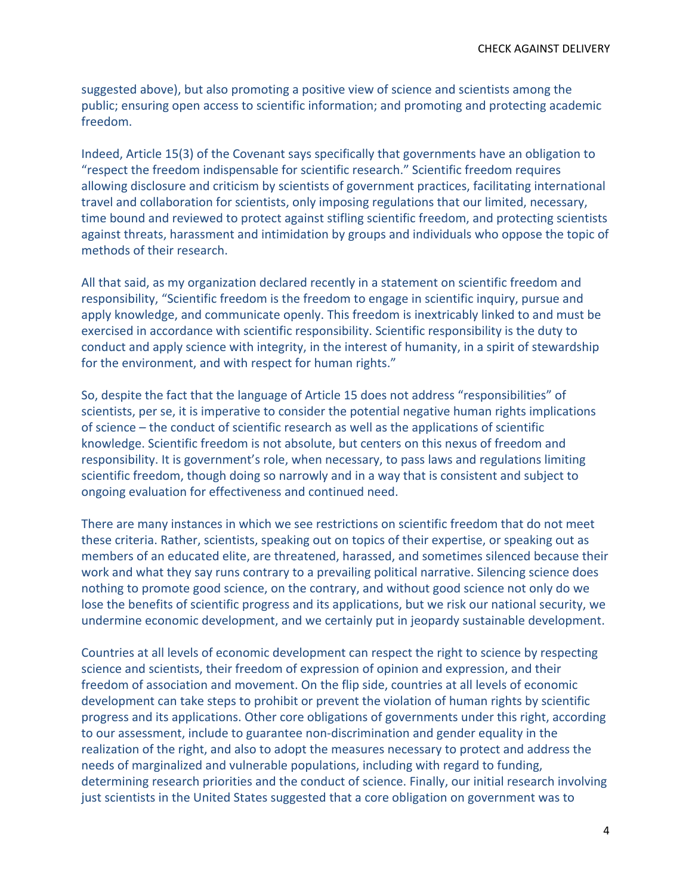suggested above), but also promoting a positive view of science and scientists among the public; ensuring open access to scientific information; and promoting and protecting academic freedom.

Indeed, Article 15(3) of the Covenant says specifically that governments have an obligation to "respect the freedom indispensable for scientific research." Scientific freedom requires allowing disclosure and criticism by scientists of government practices, facilitating international travel and collaboration for scientists, only imposing regulations that our limited, necessary, time bound and reviewed to protect against stifling scientific freedom, and protecting scientists against threats, harassment and intimidation by groups and individuals who oppose the topic of methods of their research.

All that said, as my organization declared recently in a statement on scientific freedom and responsibility, "Scientific freedom is the freedom to engage in scientific inquiry, pursue and apply knowledge, and communicate openly. This freedom is inextricably linked to and must be exercised in accordance with scientific responsibility. Scientific responsibility is the duty to conduct and apply science with integrity, in the interest of humanity, in a spirit of stewardship for the environment, and with respect for human rights."

So, despite the fact that the language of Article 15 does not address "responsibilities" of scientists, per se, it is imperative to consider the potential negative human rights implications of science – the conduct of scientific research as well as the applications of scientific knowledge. Scientific freedom is not absolute, but centers on this nexus of freedom and responsibility. It is government's role, when necessary, to pass laws and regulations limiting scientific freedom, though doing so narrowly and in a way that is consistent and subject to ongoing evaluation for effectiveness and continued need.

There are many instances in which we see restrictions on scientific freedom that do not meet these criteria. Rather, scientists, speaking out on topics of their expertise, or speaking out as members of an educated elite, are threatened, harassed, and sometimes silenced because their work and what they say runs contrary to a prevailing political narrative. Silencing science does nothing to promote good science, on the contrary, and without good science not only do we lose the benefits of scientific progress and its applications, but we risk our national security, we undermine economic development, and we certainly put in jeopardy sustainable development.

Countries at all levels of economic development can respect the right to science by respecting science and scientists, their freedom of expression of opinion and expression, and their freedom of association and movement. On the flip side, countries at all levels of economic development can take steps to prohibit or prevent the violation of human rights by scientific progress and its applications. Other core obligations of governments under this right, according to our assessment, include to guarantee non-discrimination and gender equality in the realization of the right, and also to adopt the measures necessary to protect and address the needs of marginalized and vulnerable populations, including with regard to funding, determining research priorities and the conduct of science. Finally, our initial research involving just scientists in the United States suggested that a core obligation on government was to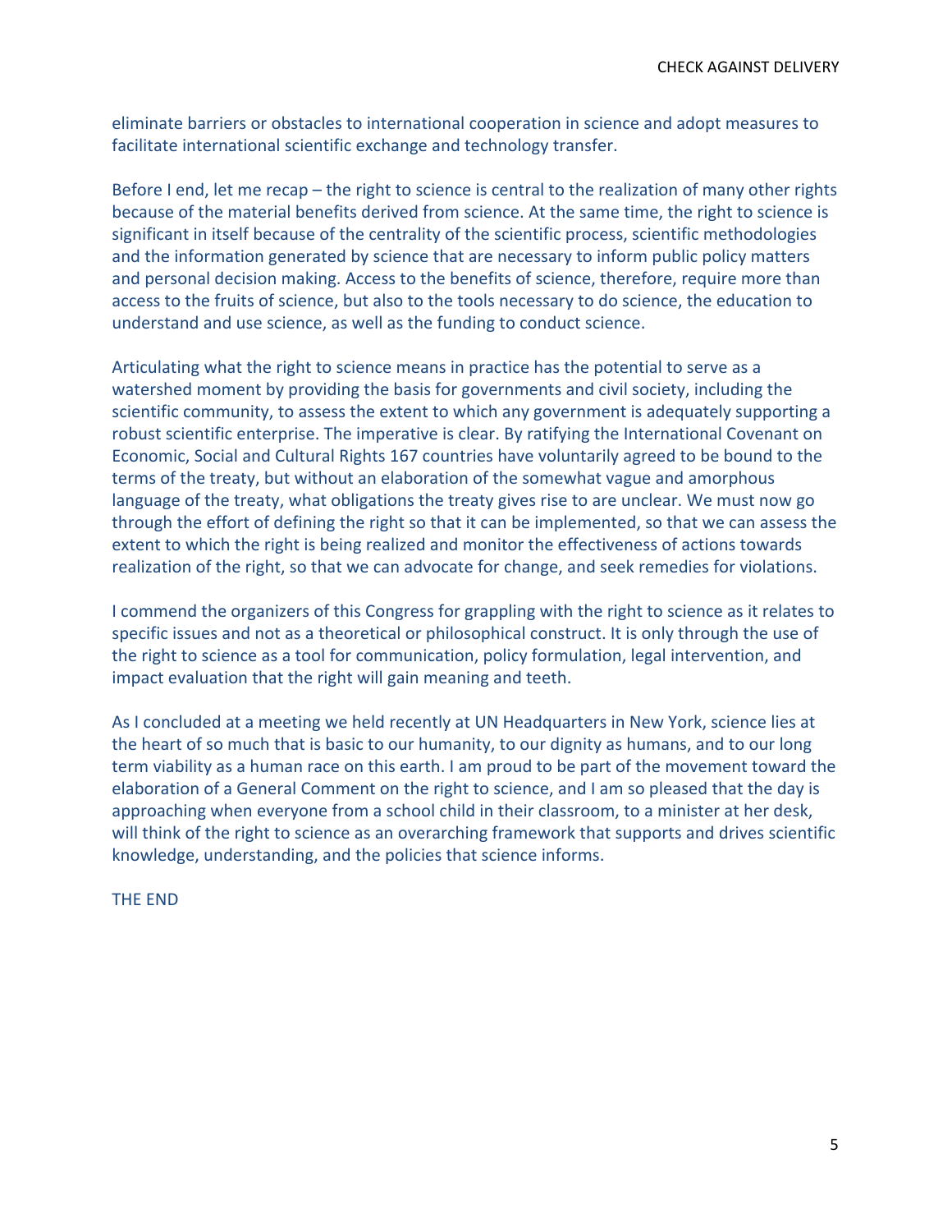eliminate barriers or obstacles to international cooperation in science and adopt measures to facilitate international scientific exchange and technology transfer.

Before I end, let me recap – the right to science is central to the realization of many other rights because of the material benefits derived from science. At the same time, the right to science is significant in itself because of the centrality of the scientific process, scientific methodologies and the information generated by science that are necessary to inform public policy matters and personal decision making. Access to the benefits of science, therefore, require more than access to the fruits of science, but also to the tools necessary to do science, the education to understand and use science, as well as the funding to conduct science.

Articulating what the right to science means in practice has the potential to serve as a watershed moment by providing the basis for governments and civil society, including the scientific community, to assess the extent to which any government is adequately supporting a robust scientific enterprise. The imperative is clear. By ratifying the International Covenant on Economic, Social and Cultural Rights 167 countries have voluntarily agreed to be bound to the terms of the treaty, but without an elaboration of the somewhat vague and amorphous language of the treaty, what obligations the treaty gives rise to are unclear. We must now go through the effort of defining the right so that it can be implemented, so that we can assess the extent to which the right is being realized and monitor the effectiveness of actions towards realization of the right, so that we can advocate for change, and seek remedies for violations.

I commend the organizers of this Congress for grappling with the right to science as it relates to specific issues and not as a theoretical or philosophical construct. It is only through the use of the right to science as a tool for communication, policy formulation, legal intervention, and impact evaluation that the right will gain meaning and teeth.

As I concluded at a meeting we held recently at UN Headquarters in New York, science lies at the heart of so much that is basic to our humanity, to our dignity as humans, and to our long term viability as a human race on this earth. I am proud to be part of the movement toward the elaboration of a General Comment on the right to science, and I am so pleased that the day is approaching when everyone from a school child in their classroom, to a minister at her desk, will think of the right to science as an overarching framework that supports and drives scientific knowledge, understanding, and the policies that science informs.

THE END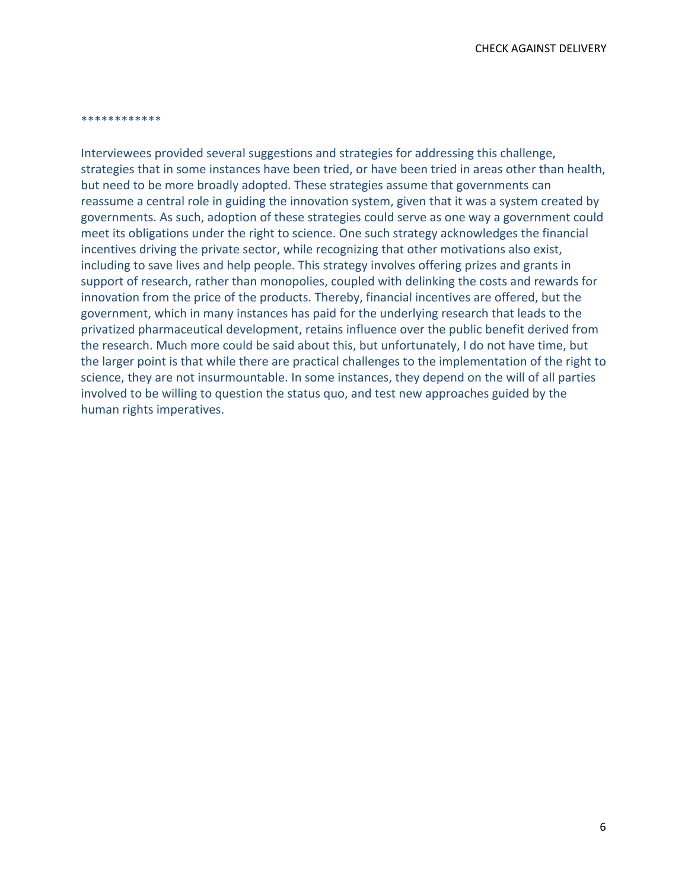************

Interviewees provided several suggestions and strategies for addressing this challenge, strategies that in some instances have been tried, or have been tried in areas other than health, but need to be more broadly adopted. These strategies assume that governments can reassume a central role in guiding the innovation system, given that it was a system created by governments. As such, adoption of these strategies could serve as one way a government could meet its obligations under the right to science. One such strategy acknowledges the financial incentives driving the private sector, while recognizing that other motivations also exist, including to save lives and help people. This strategy involves offering prizes and grants in support of research, rather than monopolies, coupled with delinking the costs and rewards for innovation from the price of the products. Thereby, financial incentives are offered, but the government, which in many instances has paid for the underlying research that leads to the privatized pharmaceutical development, retains influence over the public benefit derived from the research. Much more could be said about this, but unfortunately, I do not have time, but the larger point is that while there are practical challenges to the implementation of the right to science, they are not insurmountable. In some instances, they depend on the will of all parties involved to be willing to question the status quo, and test new approaches guided by the human rights imperatives.